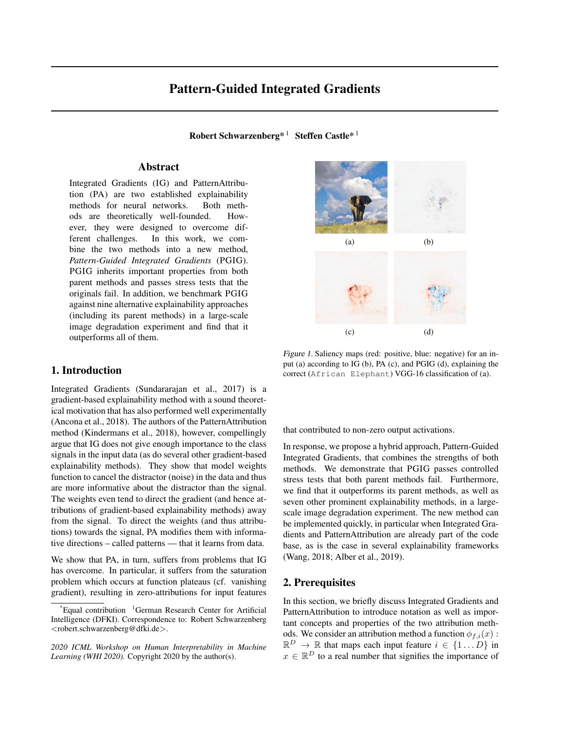# Pattern-Guided Integrated Gradients

**Robert Schwarzenberg*** [1] **Steffen Castle*** [1]

## Abstract

Integrated Gradients (IG) and PatternAttribution (PA) are two established explainability methods for neural networks. Both methods are theoretically well-founded. However, they were designed to overcome different challenges. In this work, we combine the two methods into a new method, *Pattern-Guided Integrated Gradients* (PGIG). PGIG inherits important properties from both parent methods and passes stress tests that the originals fail. In addition, we benchmark PGIG against nine alternative explainability approaches (including its parent methods) in a large-scale image degradation experiment and find that it outperforms all of them.

## 1. Introduction

Integrated Gradients (Sundararajan et al., 2017) is a gradient-based explainability method with a sound theoretical motivation that has also performed well experimentally (Ancona et al., 2018). The authors of the PatternAttribution method (Kindermans et al., 2018), however, compellingly argue that IG does not give enough importance to the class signals in the input data (as do several other gradient-based explainability methods). They show that model weights function to cancel the distractor (noise) in the data and thus are more informative about the distractor than the signal. The weights even tend to direct the gradient (and hence attributions of gradient-based explainability methods) away from the signal. To direct the weights (and thus attributions) towards the signal, PA modifies them with informative directions – called patterns — that it learns from data.

We show that PA, in turn, suffers from problems that IG has overcome. In particular, it suffers from the saturation problem which occurs at function plateaus (cf. vanishing gradient), resulting in zero-attributions for input features that contributed to non-zero output activations.

Figure 1. Saliency maps (red: positive, blue: negative) for an input (a) according to IG (b), PA (c), and PGIG (d), explaining the correct (`African Elephant`) VGG-16 classification of (a).

In response, we propose a hybrid approach, Pattern-Guided Integrated Gradients, that combines the strengths of both methods. We demonstrate that PGIG passes controlled stress tests that both parent methods fail. Furthermore, we find that it outperforms its parent methods, as well as seven other prominent explainability methods, in a large-scale image degradation experiment. The new method can be implemented quickly, in particular when Integrated Gradients and PatternAttribution are already part of the code base, as is the case in several explainability frameworks (Wang, 2018; Alber et al., 2019).

## 2. Prerequisites

In this section, we briefly discuss Integrated Gradients and PatternAttribution to introduce notation as well as important concepts and properties of the two attribution methods. We consider an attribution method a function $\phi_{f,i}(x) : \mathbb{R}^D \to \mathbb{R}$ that maps each input feature $i \in \{1 \dots D\}$ in $x \in \mathbb{R}^D$ to a real number that signifies the importance of

---

*Equal contribution [1]German Research Center for Artificial Intelligence (DFKI). Correspondence to: Robert Schwarzenberg <robert.schwarzenberg@dfki.de>.

*2020 ICML Workshop on Human Interpretability in Machine Learning (WHI 2020).* Copyright 2020 by the author(s).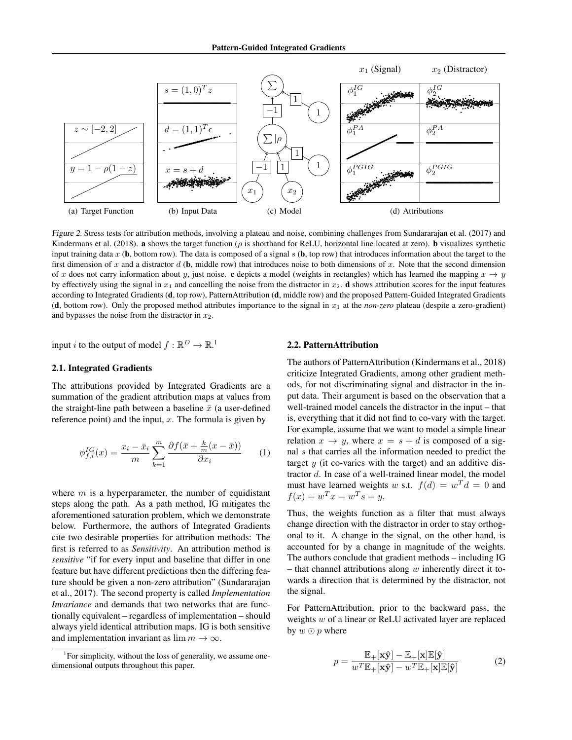Figure 2. Stress tests for attribution methods, involving a plateau and noise, combining challenges from Sundararajan et al. (2017) and Kindermans et al. (2018). **a** shows the target function ($\rho$ is shorthand for ReLU, horizontal line located at zero). **b** visualizes synthetic input training data $x$ (**b**, bottom row). The data is composed of a signal $s$ (**b**, top row) that introduces information about the target to the first dimension of $x$ and a distractor $d$ (**b**, middle row) that introduces noise to both dimensions of $x$. Note that the second dimension of $x$ does not carry information about $y$, just noise. **c** depicts a model (weights in rectangles) which has learned the mapping $x \rightarrow y$ by effectively using the signal in $x_1$ and cancelling the noise from the distractor in $x_2$. **d** shows attribution scores for the input features according to Integrated Gradients (**d**, top row), PatternAttribution (**d**, middle row) and the proposed Pattern-Guided Integrated Gradients (**d**, bottom row). Only the proposed method attributes importance to the signal in $x_1$ at the *non-zero* plateau (despite a zero-gradient) and bypasses the noise from the distractor in $x_2$.

input $i$ to the output of model $f : \mathbb{R}^D \rightarrow \mathbb{R}$.[1]

### 2.1. Integrated Gradients

The attributions provided by Integrated Gradients are a summation of the gradient attribution maps at values from the straight-line path between a baseline $\bar{x}$ (a user-defined reference point) and the input, $x$. The formula is given by

$$\phi^{IG}_{f,i}(x) = \frac{x_i - \bar{x}_i}{m} \sum_{k=1}^{m} \frac{\partial f(\bar{x} + \frac{k}{m}(x - \bar{x}))}{\partial x_i} \tag{1}$$

where $m$ is a hyperparameter, the number of equidistant steps along the path. As a path method, IG mitigates the aforementioned saturation problem, which we demonstrate below. Furthermore, the authors of Integrated Gradients cite two desirable properties for attribution methods: The first is referred to as *Sensitivity*. An attribution method is *sensitive* "if for every input and baseline that differ in one feature but have different predictions then the differing feature should be given a non-zero attribution" (Sundararajan et al., 2017). The second property is called *Implementation Invariance* and demands that two networks that are functionally equivalent – regardless of implementation – should always yield identical attribution maps. IG is both sensitive and implementation invariant as $\lim m \rightarrow \infty$.

[1] For simplicity, without the loss of generality, we assume one-dimensional outputs throughout this paper.

### 2.2. PatternAttribution

The authors of PatternAttribution (Kindermans et al., 2018) criticize Integrated Gradients, among other gradient methods, for not discriminating signal and distractor in the input data. Their argument is based on the observation that a well-trained model cancels the distractor in the input – that is, everything that it did not find to co-vary with the target. For example, assume that we want to model a simple linear relation $x \rightarrow y$, where $x = s + d$ is composed of a signal $s$ that carries all the information needed to predict the target $y$ (it co-varies with the target) and an additive distractor $d$. In case of a well-trained linear model, the model must have learned weights $w$ s.t. $f(d) = w^T d = 0$ and $f(x) = w^T x = w^T s = y$.

Thus, the weights function as a filter that must always change direction with the distractor in order to stay orthogonal to it. A change in the signal, on the other hand, is accounted for by a change in magnitude of the weights. The authors conclude that gradient methods – including IG – that channel attributions along $w$ inherently direct it towards a direction that is determined by the distractor, not the signal.

For PatternAttribution, prior to the backward pass, the weights $w$ of a linear or ReLU activated layer are replaced by $w \odot p$ where

$$p = \frac{\mathbb{E}_+[\mathbf{x}\hat{\mathbf{y}}] - \mathbb{E}_+[\mathbf{x}]\mathbb{E}[\hat{\mathbf{y}}]}{w^T\mathbb{E}_+[\mathbf{x}\hat{\mathbf{y}}] - w^T\mathbb{E}_+[\mathbf{x}]\mathbb{E}[\hat{\mathbf{y}}]} \tag{2}$$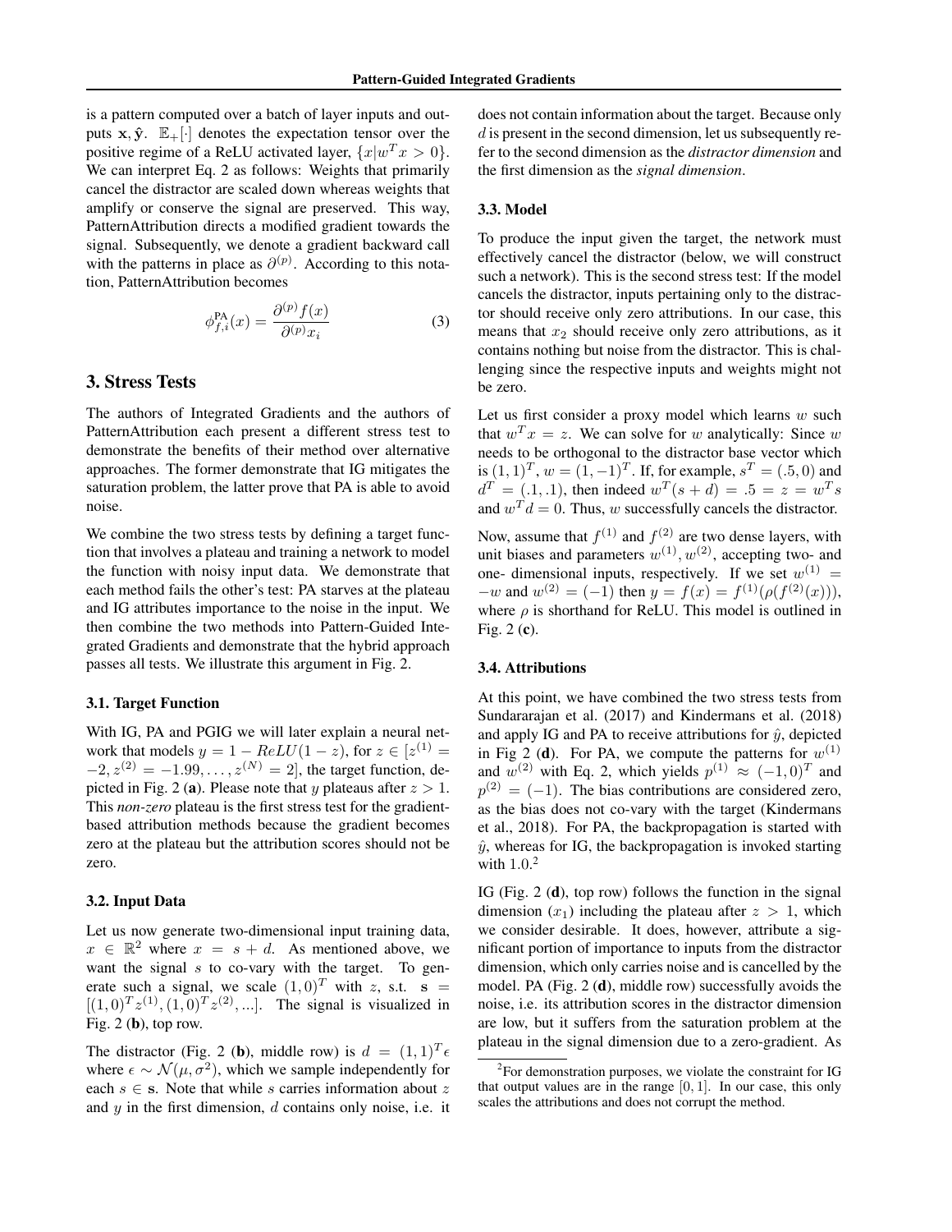is a pattern computed over a batch of layer inputs and outputs $\mathbf{x}, \hat{\mathbf{y}}$. $\mathbb{E}_+[\cdot]$ denotes the expectation tensor over the positive regime of a ReLU activated layer, $\{x | w^T x > 0\}$. We can interpret Eq. 2 as follows: Weights that primarily cancel the distractor are scaled down whereas weights that amplify or conserve the signal are preserved. This way, PatternAttribution directs a modified gradient towards the signal. Subsequently, we denote a gradient backward call with the patterns in place as $\partial^{(p)}$. According to this notation, PatternAttribution becomes

$$\phi^{\text{PA}}_{f,i}(x) = \frac{\partial^{(p)} f(x)}{\partial^{(p)} x_i} \tag{3}$$

## 3. Stress Tests

The authors of Integrated Gradients and the authors of PatternAttribution each present a different stress test to demonstrate the benefits of their method over alternative approaches. The former demonstrate that IG mitigates the saturation problem, the latter prove that PA is able to avoid noise.

We combine the two stress tests by defining a target function that involves a plateau and training a network to model the function with noisy input data. We demonstrate that each method fails the other's test: PA starves at the plateau and IG attributes importance to the noise in the input. We then combine the two methods into Pattern-Guided Integrated Gradients and demonstrate that the hybrid approach passes all tests. We illustrate this argument in Fig. 2.

### 3.1. Target Function

With IG, PA and PGIG we will later explain a neural network that models $y = 1 - ReLU(1 - z)$, for $z \in [z^{(1)} = -2, z^{(2)} = -1.99, \ldots, z^{(N)} = 2]$, the target function, depicted in Fig. 2 (**a**). Please note that $y$ plateaus after $z > 1$. This *non-zero* plateau is the first stress test for the gradient-based attribution methods because the gradient becomes zero at the plateau but the attribution scores should not be zero.

### 3.2. Input Data

Let us now generate two-dimensional input training data, $x \in \mathbb{R}^2$ where $x = s + d$. As mentioned above, we want the signal $s$ to co-vary with the target. To generate such a signal, we scale $(1, 0)^T$ with $z$, s.t. $\mathbf{s} = [(1, 0)^T z^{(1)}, (1, 0)^T z^{(2)}, \ldots]$. The signal is visualized in Fig. 2 (**b**), top row.

The distractor (Fig. 2 (**b**), middle row) is $d = (1, 1)^T \epsilon$ where $\epsilon \sim \mathcal{N}(\mu, \sigma^2)$, which we sample independently for each $s \in \mathbf{s}$. Note that while $s$ carries information about $z$ and $y$ in the first dimension, $d$ contains only noise, i.e. it does not contain information about the target. Because only $d$ is present in the second dimension, let us subsequently refer to the second dimension as the *distractor dimension* and the first dimension as the *signal dimension*.

### 3.3. Model

To produce the input given the target, the network must effectively cancel the distractor (below, we will construct such a network). This is the second stress test: If the model cancels the distractor, inputs pertaining only to the distractor should receive only zero attributions. In our case, this means that $x_2$ should receive only zero attributions, as it contains nothing but noise from the distractor. This is challenging since the respective inputs and weights might not be zero.

Let us first consider a proxy model which learns $w$ such that $w^T x = z$. We can solve for $w$ analytically: Since $w$ needs to be orthogonal to the distractor base vector which is $(1, 1)^T$, $w = (1, -1)^T$. If, for example, $s^T = (.5, 0)$ and $d^T = (.1, .1)$, then indeed $w^T(s + d) = .5 = z = w^T s$ and $w^T d = 0$. Thus, $w$ successfully cancels the distractor.

Now, assume that $f^{(1)}$ and $f^{(2)}$ are two dense layers, with unit biases and parameters $w^{(1)}, w^{(2)}$, accepting two- and one- dimensional inputs, respectively. If we set $w^{(1)} = -w$ and $w^{(2)} = (-1)$ then $y = f(x) = f^{(1)}(\rho(f^{(2)}(x)))$, where $\rho$ is shorthand for ReLU. This model is outlined in Fig. 2 (**c**).

### 3.4. Attributions

At this point, we have combined the two stress tests from Sundararajan et al. (2017) and Kindermans et al. (2018) and apply IG and PA to receive attributions for $\hat{y}$, depicted in Fig 2 (**d**). For PA, we compute the patterns for $w^{(1)}$ and $w^{(2)}$ with Eq. 2, which yields $p^{(1)} \approx (-1, 0)^T$ and $p^{(2)} = (-1)$. The bias contributions are considered zero, as the bias does not co-vary with the target (Kindermans et al., 2018). For PA, the backpropagation is started with $\hat{y}$, whereas for IG, the backpropagation is invoked starting with 1.0.[2]

IG (Fig. 2 (**d**), top row) follows the function in the signal dimension ($x_1$) including the plateau after $z > 1$, which we consider desirable. It does, however, attribute a significant portion of importance to inputs from the distractor dimension, which only carries noise and is cancelled by the model. PA (Fig. 2 (**d**), middle row) successfully avoids the noise, i.e. its attribution scores in the distractor dimension are low, but it suffers from the saturation problem at the plateau in the signal dimension due to a zero-gradient. As

[2]For demonstration purposes, we violate the constraint for IG that output values are in the range $[0, 1]$. In our case, this only scales the attributions and does not corrupt the method.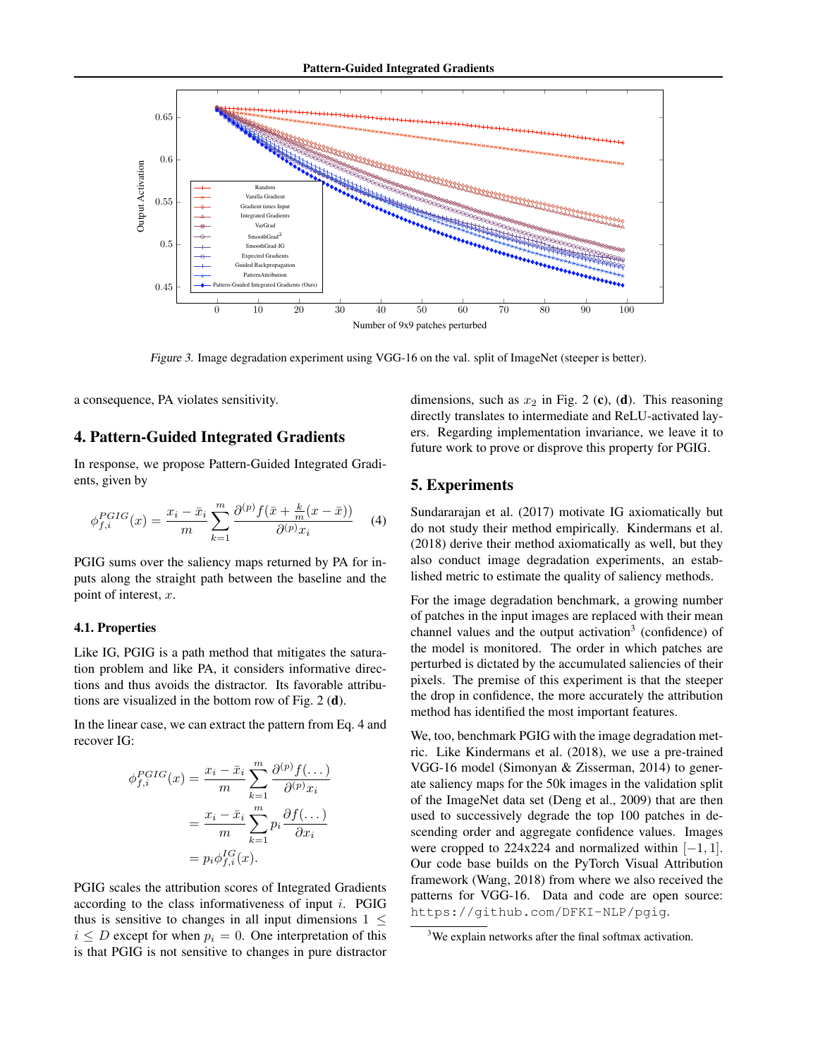Figure 3. Image degradation experiment using VGG-16 on the val. split of ImageNet (steeper is better).

a consequence, PA violates sensitivity.

## 4. Pattern-Guided Integrated Gradients

In response, we propose Pattern-Guided Integrated Gradients, given by

$$\phi_{f,i}^{PGIG}(x) = \frac{x_i - \bar{x}_i}{m} \sum_{k=1}^{m} \frac{\partial^{(p)} f(\bar{x} + \frac{k}{m}(x - \bar{x}))}{\partial^{(p)} x_i} \quad (4)$$

PGIG sums over the saliency maps returned by PA for inputs along the straight path between the baseline and the point of interest, $x$.

### 4.1. Properties

Like IG, PGIG is a path method that mitigates the saturation problem and like PA, it considers informative directions and thus avoids the distractor. Its favorable attributions are visualized in the bottom row of Fig. 2 (**d**).

In the linear case, we can extract the pattern from Eq. 4 and recover IG:

$$\begin{aligned}
\phi_{f,i}^{PGIG}(x) &= \frac{x_i - \bar{x}_i}{m} \sum_{k=1}^{m} \frac{\partial^{(p)} f(\dots)}{\partial^{(p)} x_i} \\
&= \frac{x_i - \bar{x}_i}{m} \sum_{k=1}^{m} p_i \frac{\partial f(\dots)}{\partial x_i} \\
&= p_i \phi_{f,i}^{IG}(x).
\end{aligned}$$

PGIG scales the attribution scores of Integrated Gradients according to the class informativeness of input $i$. PGIG thus is sensitive to changes in all input dimensions $1 \leq i \leq D$ except for when $p_i = 0$. One interpretation of this is that PGIG is not sensitive to changes in pure distractor dimensions, such as $x_2$ in Fig. 2 (**c**), (**d**). This reasoning directly translates to intermediate and ReLU-activated layers. Regarding implementation invariance, we leave it to future work to prove or disprove this property for PGIG.

## 5. Experiments

Sundararajan et al. (2017) motivate IG axiomatically but do not study their method empirically. Kindermans et al. (2018) derive their method axiomatically as well, but they also conduct image degradation experiments, an established metric to estimate the quality of saliency methods.

For the image degradation benchmark, a growing number of patches in the input images are replaced with their mean channel values and the output activation[3] (confidence) of the model is monitored. The order in which patches are perturbed is dictated by the accumulated saliencies of their pixels. The premise of this experiment is that the steeper the drop in confidence, the more accurately the attribution method has identified the most important features.

We, too, benchmark PGIG with the image degradation metric. Like Kindermans et al. (2018), we use a pre-trained VGG-16 model (Simonyan & Zisserman, 2014) to generate saliency maps for the 50k images in the validation split of the ImageNet data set (Deng et al., 2009) that are then used to successively degrade the top 100 patches in descending order and aggregate confidence values. Images were cropped to 224x224 and normalized within $[-1, 1]$. Our code base builds on the PyTorch Visual Attribution framework (Wang, 2018) from where we also received the patterns for VGG-16. Data and code are open source: https://github.com/DFKI-NLP/pgig.

[3] We explain networks after the final softmax activation.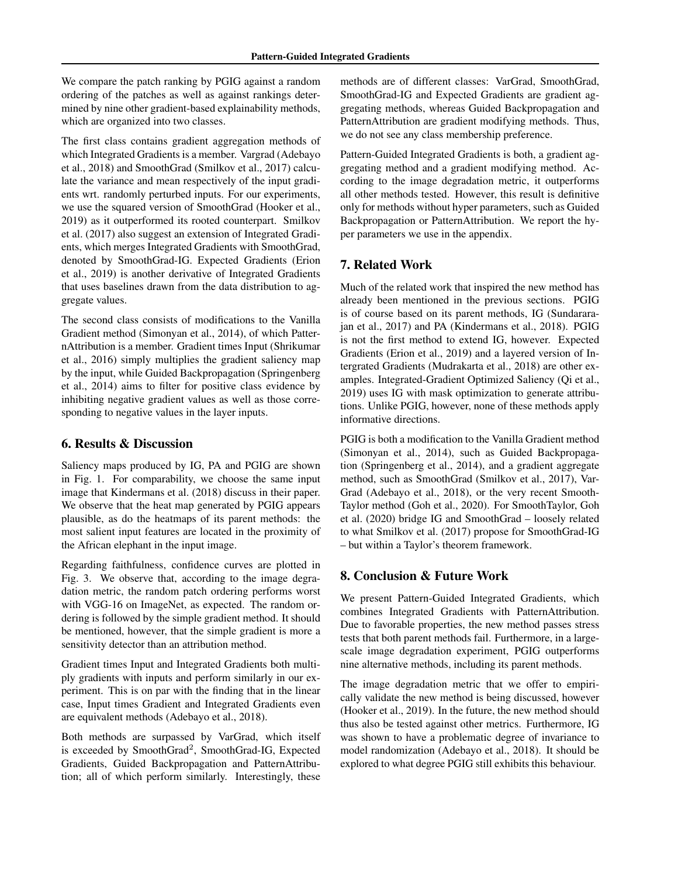We compare the patch ranking by PGIG against a random ordering of the patches as well as against rankings determined by nine other gradient-based explainability methods, which are organized into two classes.

The first class contains gradient aggregation methods of which Integrated Gradients is a member. Vargrad (Adebayo et al., 2018) and SmoothGrad (Smilkov et al., 2017) calculate the variance and mean respectively of the input gradients wrt. randomly perturbed inputs. For our experiments, we use the squared version of SmoothGrad (Hooker et al., 2019) as it outperformed its rooted counterpart. Smilkov et al. (2017) also suggest an extension of Integrated Gradients, which merges Integrated Gradients with SmoothGrad, denoted by SmoothGrad-IG. Expected Gradients (Erion et al., 2019) is another derivative of Integrated Gradients that uses baselines drawn from the data distribution to aggregate values.

The second class consists of modifications to the Vanilla Gradient method (Simonyan et al., 2014), of which PatternAttribution is a member. Gradient times Input (Shrikumar et al., 2016) simply multiplies the gradient saliency map by the input, while Guided Backpropagation (Springenberg et al., 2014) aims to filter for positive class evidence by inhibiting negative gradient values as well as those corresponding to negative values in the layer inputs.

## 6. Results & Discussion

Saliency maps produced by IG, PA and PGIG are shown in Fig. 1. For comparability, we choose the same input image that Kindermans et al. (2018) discuss in their paper. We observe that the heat map generated by PGIG appears plausible, as do the heatmaps of its parent methods: the most salient input features are located in the proximity of the African elephant in the input image.

Regarding faithfulness, confidence curves are plotted in Fig. 3. We observe that, according to the image degradation metric, the random patch ordering performs worst with VGG-16 on ImageNet, as expected. The random ordering is followed by the simple gradient method. It should be mentioned, however, that the simple gradient is more a sensitivity detector than an attribution method.

Gradient times Input and Integrated Gradients both multiply gradients with inputs and perform similarly in our experiment. This is on par with the finding that in the linear case, Input times Gradient and Integrated Gradients even are equivalent methods (Adebayo et al., 2018).

Both methods are surpassed by VarGrad, which itself is exceeded by SmoothGrad$^2$, SmoothGrad-IG, Expected Gradients, Guided Backpropagation and PatternAttribution; all of which perform similarly. Interestingly, these methods are of different classes: VarGrad, SmoothGrad, SmoothGrad-IG and Expected Gradients are gradient aggregating methods, whereas Guided Backpropagation and PatternAttribution are gradient modifying methods. Thus, we do not see any class membership preference.

Pattern-Guided Integrated Gradients is both, a gradient aggregating method and a gradient modifying method. According to the image degradation metric, it outperforms all other methods tested. However, this result is definitive only for methods without hyper parameters, such as Guided Backpropagation or PatternAttribution. We report the hyper parameters we use in the appendix.

## 7. Related Work

Much of the related work that inspired the new method has already been mentioned in the previous sections. PGIG is of course based on its parent methods, IG (Sundararajan et al., 2017) and PA (Kindermans et al., 2018). PGIG is not the first method to extend IG, however. Expected Gradients (Erion et al., 2019) and a layered version of Intergrated Gradients (Mudrakarta et al., 2018) are other examples. Integrated-Gradient Optimized Saliency (Qi et al., 2019) uses IG with mask optimization to generate attributions. Unlike PGIG, however, none of these methods apply informative directions.

PGIG is both a modification to the Vanilla Gradient method (Simonyan et al., 2014), such as Guided Backpropagation (Springenberg et al., 2014), and a gradient aggregate method, such as SmoothGrad (Smilkov et al., 2017), VarGrad (Adebayo et al., 2018), or the very recent SmoothTaylor method (Goh et al., 2020). For SmoothTaylor, Goh et al. (2020) bridge IG and SmoothGrad – loosely related to what Smilkov et al. (2017) propose for SmoothGrad-IG – but within a Taylor's theorem framework.

## 8. Conclusion & Future Work

We present Pattern-Guided Integrated Gradients, which combines Integrated Gradients with PatternAttribution. Due to favorable properties, the new method passes stress tests that both parent methods fail. Furthermore, in a large-scale image degradation experiment, PGIG outperforms nine alternative methods, including its parent methods.

The image degradation metric that we offer to empirically validate the new method is being discussed, however (Hooker et al., 2019). In the future, the new method should thus also be tested against other metrics. Furthermore, IG was shown to have a problematic degree of invariance to model randomization (Adebayo et al., 2018). It should be explored to what degree PGIG still exhibits this behaviour.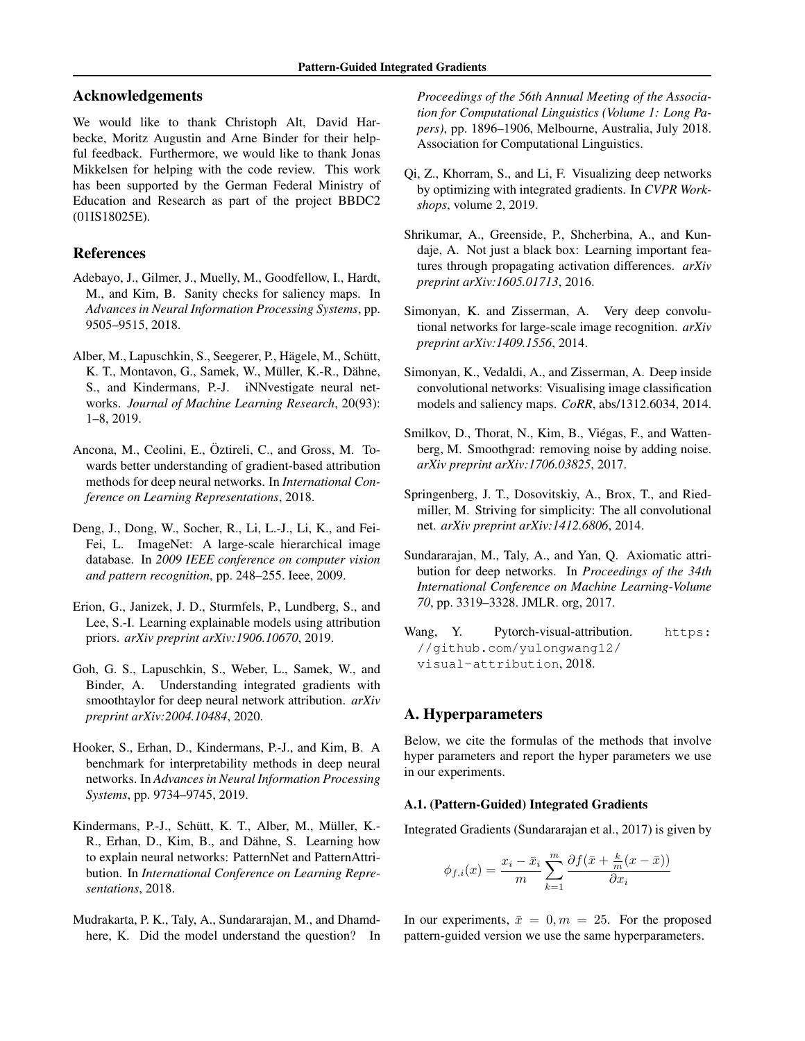## Acknowledgements

We would like to thank Christoph Alt, David Harbecke, Moritz Augustin and Arne Binder for their helpful feedback. Furthermore, we would like to thank Jonas Mikkelsen for helping with the code review. This work has been supported by the German Federal Ministry of Education and Research as part of the project BBDC2 (01IS18025E).

## References

Adebayo, J., Gilmer, J., Muelly, M., Goodfellow, I., Hardt, M., and Kim, B. Sanity checks for saliency maps. In *Advances in Neural Information Processing Systems*, pp. 9505–9515, 2018.

Alber, M., Lapuschkin, S., Seegerer, P., Hägele, M., Schütt, K. T., Montavon, G., Samek, W., Müller, K.-R., Dähne, S., and Kindermans, P.-J. iNNvestigate neural networks. *Journal of Machine Learning Research*, 20(93): 1–8, 2019.

Ancona, M., Ceolini, E., Öztireli, C., and Gross, M. Towards better understanding of gradient-based attribution methods for deep neural networks. In *International Conference on Learning Representations*, 2018.

Deng, J., Dong, W., Socher, R., Li, L.-J., Li, K., and Fei-Fei, L. ImageNet: A large-scale hierarchical image database. In *2009 IEEE conference on computer vision and pattern recognition*, pp. 248–255. Ieee, 2009.

Erion, G., Janizek, J. D., Sturmfels, P., Lundberg, S., and Lee, S.-I. Learning explainable models using attribution priors. *arXiv preprint arXiv:1906.10670*, 2019.

Goh, G. S., Lapuschkin, S., Weber, L., Samek, W., and Binder, A. Understanding integrated gradients with smoothtaylor for deep neural network attribution. *arXiv preprint arXiv:2004.10484*, 2020.

Hooker, S., Erhan, D., Kindermans, P.-J., and Kim, B. A benchmark for interpretability methods in deep neural networks. In *Advances in Neural Information Processing Systems*, pp. 9734–9745, 2019.

Kindermans, P.-J., Schütt, K. T., Alber, M., Müller, K.-R., Erhan, D., Kim, B., and Dähne, S. Learning how to explain neural networks: PatternNet and PatternAttribution. In *International Conference on Learning Representations*, 2018.

Mudrakarta, P. K., Taly, A., Sundararajan, M., and Dhamdhere, K. Did the model understand the question? In *Proceedings of the 56th Annual Meeting of the Association for Computational Linguistics (Volume 1: Long Papers)*, pp. 1896–1906, Melbourne, Australia, July 2018. Association for Computational Linguistics.

Qi, Z., Khorram, S., and Li, F. Visualizing deep networks by optimizing with integrated gradients. In *CVPR Workshops*, volume 2, 2019.

Shrikumar, A., Greenside, P., Shcherbina, A., and Kundaje, A. Not just a black box: Learning important features through propagating activation differences. *arXiv preprint arXiv:1605.01713*, 2016.

Simonyan, K. and Zisserman, A. Very deep convolutional networks for large-scale image recognition. *arXiv preprint arXiv:1409.1556*, 2014.

Simonyan, K., Vedaldi, A., and Zisserman, A. Deep inside convolutional networks: Visualising image classification models and saliency maps. *CoRR*, abs/1312.6034, 2014.

Smilkov, D., Thorat, N., Kim, B., Viégas, F., and Wattenberg, M. Smoothgrad: removing noise by adding noise. *arXiv preprint arXiv:1706.03825*, 2017.

Springenberg, J. T., Dosovitskiy, A., Brox, T., and Riedmiller, M. Striving for simplicity: The all convolutional net. *arXiv preprint arXiv:1412.6806*, 2014.

Sundararajan, M., Taly, A., and Yan, Q. Axiomatic attribution for deep networks. In *Proceedings of the 34th International Conference on Machine Learning-Volume 70*, pp. 3319–3328. JMLR. org, 2017.

Wang, Y. Pytorch-visual-attribution. `https://github.com/yulongwang12/visual-attribution`, 2018.

## A. Hyperparameters

Below, we cite the formulas of the methods that involve hyper parameters and report the hyper parameters we use in our experiments.

### A.1. (Pattern-Guided) Integrated Gradients

Integrated Gradients (Sundararajan et al., 2017) is given by

$$\phi_{f,i}(x) = \frac{x_i - \bar{x}_i}{m} \sum_{k=1}^{m} \frac{\partial f(\bar{x} + \frac{k}{m}(x - \bar{x}))}{\partial x_i}$$

In our experiments, $\bar{x} = 0, m = 25$. For the proposed pattern-guided version we use the same hyperparameters.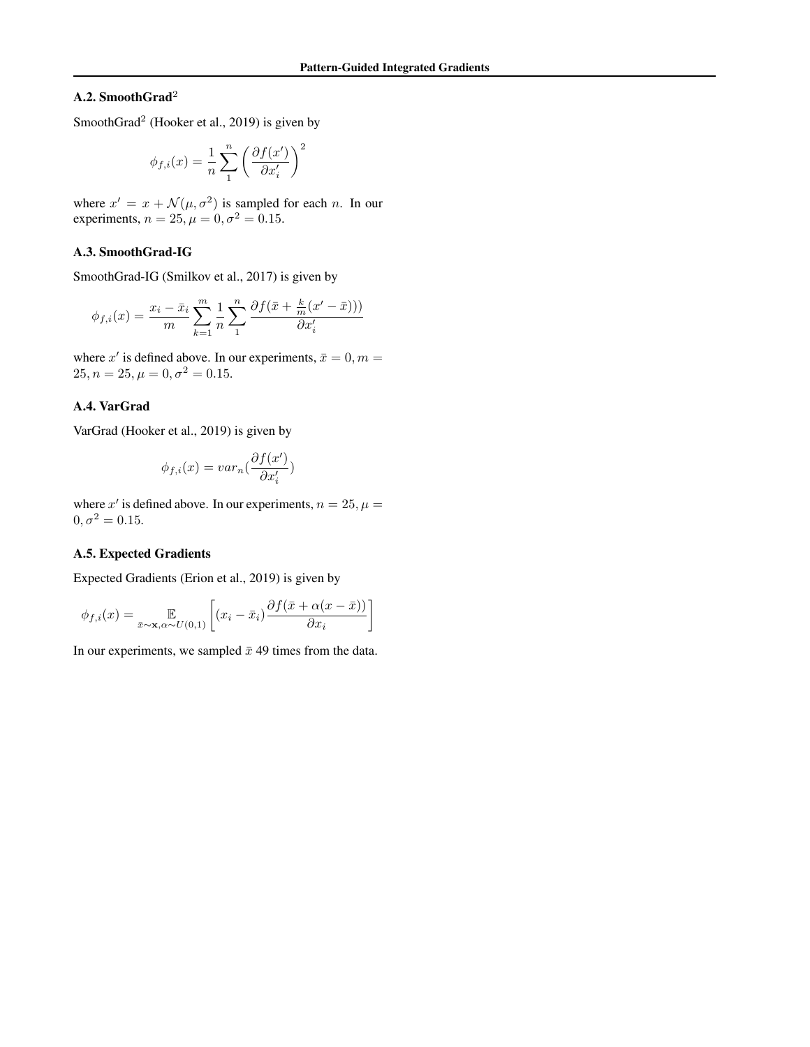### A.2. SmoothGrad$^2$

SmoothGrad$^2$ (Hooker et al., 2019) is given by

$$\phi_{f,i}(x) = \frac{1}{n} \sum_{1}^{n} \left( \frac{\partial f(x')}{\partial x'_i} \right)^2$$

where $x' = x + \mathcal{N}(\mu, \sigma^2)$ is sampled for each $n$. In our experiments, $n = 25, \mu = 0, \sigma^2 = 0.15$.

### A.3. SmoothGrad-IG

SmoothGrad-IG (Smilkov et al., 2017) is given by

$$\phi_{f,i}(x) = \frac{x_i - \bar{x}_i}{m} \sum_{k=1}^{m} \frac{1}{n} \sum_{1}^{n} \frac{\partial f(\bar{x} + \frac{k}{m}(x' - \bar{x})))}{\partial x'_i}$$

where $x'$ is defined above. In our experiments, $\bar{x} = 0, m = 25, n = 25, \mu = 0, \sigma^2 = 0.15$.

### A.4. VarGrad

VarGrad (Hooker et al., 2019) is given by

$$\phi_{f,i}(x) = var_n(\frac{\partial f(x')}{\partial x'_i})$$

where $x'$ is defined above. In our experiments, $n = 25, \mu = 0, \sigma^2 = 0.15$.

### A.5. Expected Gradients

Expected Gradients (Erion et al., 2019) is given by

$$\phi_{f,i}(x) = \mathop{\mathbb{E}}_{\bar{x} \sim \mathbf{x}, \alpha \sim U(0,1)} \left[ (x_i - \bar{x}_i) \frac{\partial f(\bar{x} + \alpha(x - \bar{x}))}{\partial x_i} \right]$$

In our experiments, we sampled $\bar{x}$ 49 times from the data.